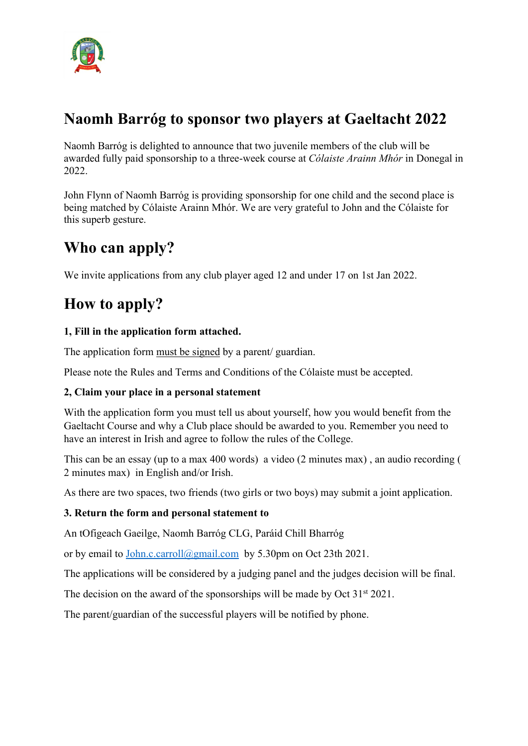# Naomh Barróg to sponsor two players at Gaeltacht 2022

Naomh Barróg is delighted to announce that two juvenile members of the club will be awarded fully paid sponsorship to a three-week course at *Cólaiste Arainn Mhór* in Donegal in 2022.

John Flynn of Naomh Barróg is providing sponsorship for one child and the second place is being matched by Cólaiste Arainn Mhór. We are very grateful to John and the Cólaiste for this superb gesture.

## Who can apply?

We invite applications from any club player aged 12 and under 17 on 1st Jan 2022.

## How to apply?

**1, Fill in the application form attached.**

The application form must be signed by a parent/ guardian.

Please note the Rules and Terms and Conditions of the Cólaiste must be accepted.

**2, Claim your place in a personal statement**

With the application form you must tell us about yourself, how you would benefit from the Gaeltacht Course and why a Club place should be awarded to you. Remember you need to have an interest in Irish and agree to follow the rules of the College.

This can be an essay (up to a max 400 words) a video (2 minutes max) , an audio recording ( 2 minutes max) in English and/or Irish.

As there are two spaces, two friends (two girls or two boys) may submit a joint application.

**3. Return the form and personal statement to**

An tOfigeach Gaeilge, Naomh Barróg CLG, Paráid Chill Bharróg

or by email to John.c.carroll@gmail.com by 5.30pm on Oct 23th 2021.

The applications will be considered by a judging panel and the judges decision will be final.

The decision on the award of the sponsorships will be made by Oct 31st 2021.

The parent/guardian of the successful players will be notified by phone.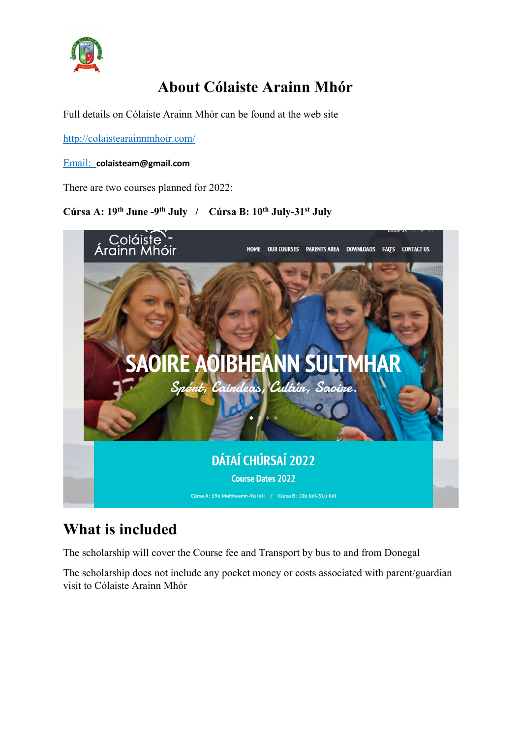# About Cólaiste Arainn Mhór

Full details on Cólaiste Arainn Mhór can be found at the web site

http://colaistearainnmhoir.com/

Email: colaisteam@gmail.com

There are two courses planned for 2022:

**Cúrsa A: 19th June -9th July / Cúrsa B: 10th July-31st July**

## What is included

The scholarship will cover the Course fee and Transport by bus to and from Donegal

The scholarship does not include any pocket money or costs associated with parent/guardian visit to Cólaiste Arainn Mhór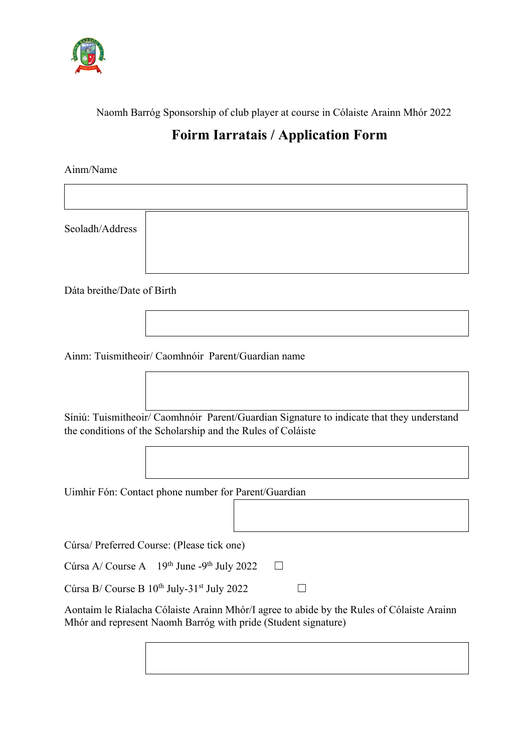Naomh Barróg Sponsorship of club player at course in Cólaiste Arainn Mhór 2022

# Foirm Iarratais / Application Form

Ainm/Name

Seoladh/Address

Dáta breithe/Date of Birth

Ainm: Tuismitheoir/ Caomhnóir  Parent/Guardian name

Síniú: Tuismitheoir/ Caomhnóir  Parent/Guardian Signature to indicate that they understand the conditions of the Scholarship and the Rules of Coláiste

Uimhir Fón: Contact phone number for Parent/Guardian

Cúrsa/ Preferred Course: (Please tick one)

Cúrsa A/ Course A   19th June -9th July 2022 ☐

Cúrsa B/ Course B 10th July-31st July 2022 ☐

Aontaím le Rialacha Cólaiste Arainn Mhór/I agree to abide by the Rules of Cólaiste Arainn Mhór and represent Naomh Barróg with pride (Student signature)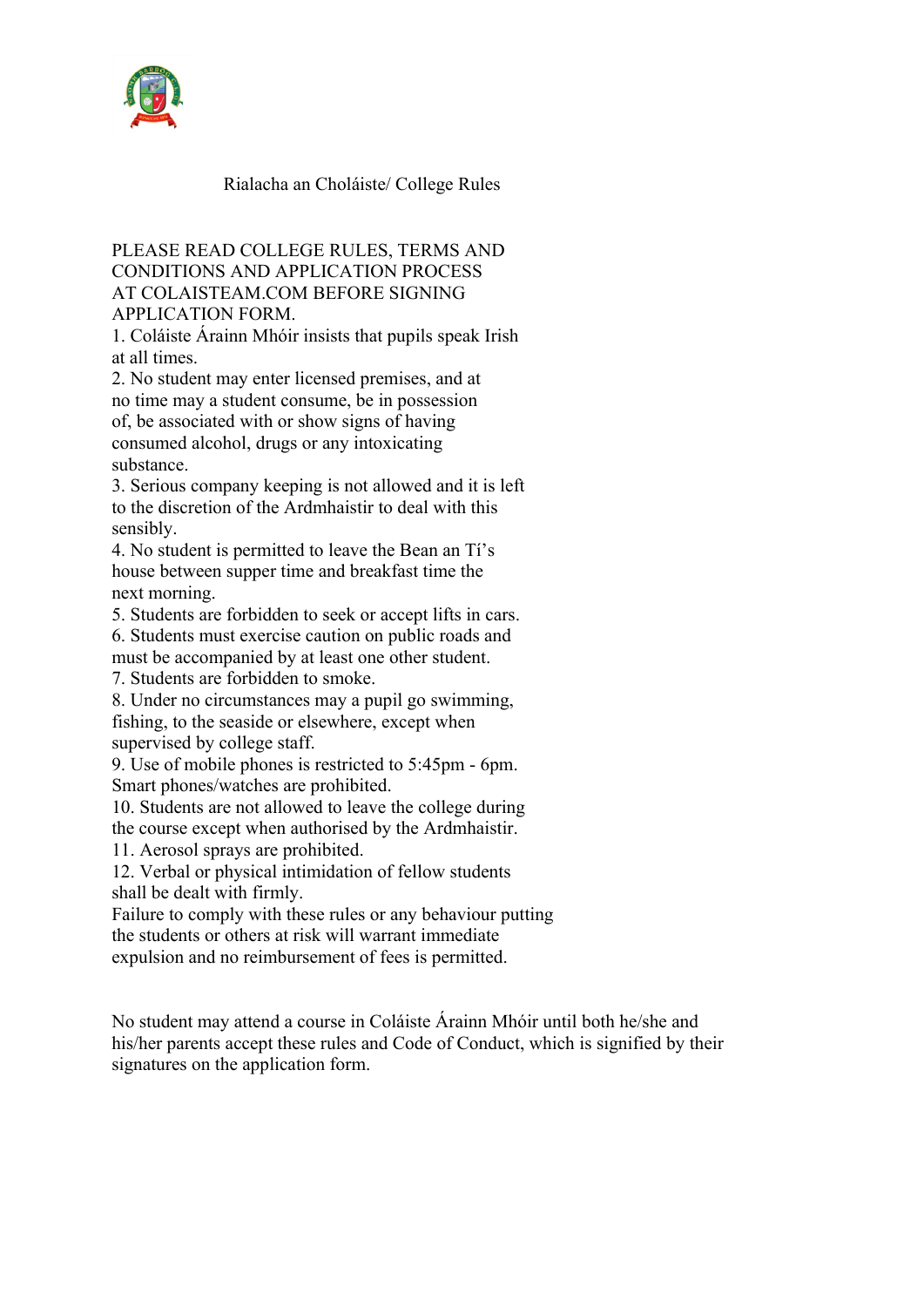# Rialacha an Choláiste/ College Rules

PLEASE READ COLLEGE RULES, TERMS AND CONDITIONS AND APPLICATION PROCESS AT COLAISTEAM.COM BEFORE SIGNING APPLICATION FORM.

1. Coláiste Árainn Mhóir insists that pupils speak Irish at all times.
2. No student may enter licensed premises, and at no time may a student consume, be in possession of, be associated with or show signs of having consumed alcohol, drugs or any intoxicating substance.
3. Serious company keeping is not allowed and it is left to the discretion of the Ardmhaistir to deal with this sensibly.
4. No student is permitted to leave the Bean an Tí's house between supper time and breakfast time the next morning.
5. Students are forbidden to seek or accept lifts in cars.
6. Students must exercise caution on public roads and must be accompanied by at least one other student.
7. Students are forbidden to smoke.
8. Under no circumstances may a pupil go swimming, fishing, to the seaside or elsewhere, except when supervised by college staff.
9. Use of mobile phones is restricted to 5:45pm - 6pm. Smart phones/watches are prohibited.
10. Students are not allowed to leave the college during the course except when authorised by the Ardmhaistir.
11. Aerosol sprays are prohibited.
12. Verbal or physical intimidation of fellow students shall be dealt with firmly.

Failure to comply with these rules or any behaviour putting the students or others at risk will warrant immediate expulsion and no reimbursement of fees is permitted.

No student may attend a course in Coláiste Árainn Mhóir until both he/she and his/her parents accept these rules and Code of Conduct, which is signified by their signatures on the application form.